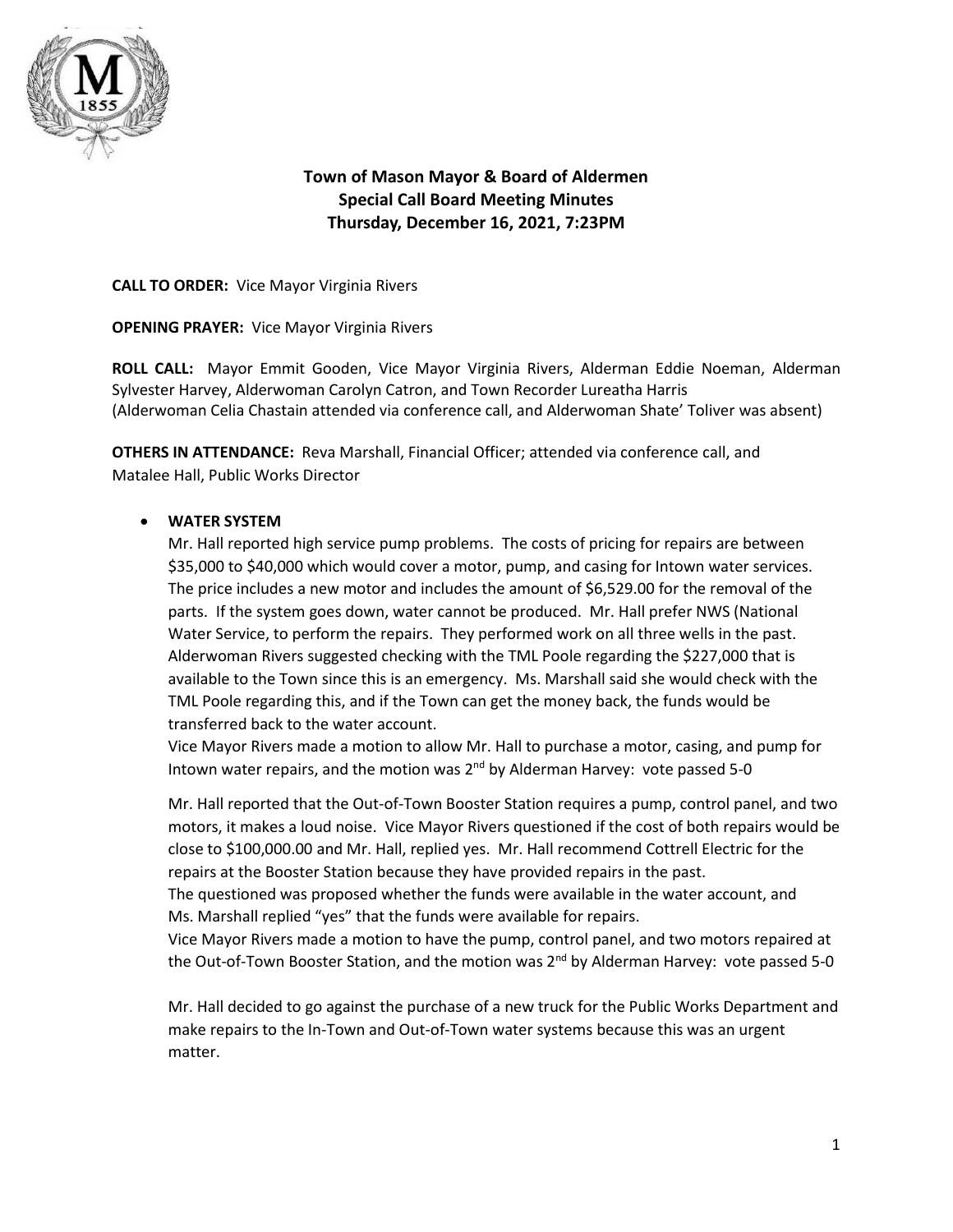# Town of Mason Mayor & Board of Aldermen
## Special Call Board Meeting Minutes
### Thursday, December 16, 2021, 7:23PM

**CALL TO ORDER:** Vice Mayor Virginia Rivers

**OPENING PRAYER:** Vice Mayor Virginia Rivers

**ROLL CALL:** Mayor Emmit Gooden, Vice Mayor Virginia Rivers, Alderman Eddie Noeman, Alderman Sylvester Harvey, Alderwoman Carolyn Catron, and Town Recorder Lureatha Harris (Alderwoman Celia Chastain attended via conference call, and Alderwoman Shate' Toliver was absent)

**OTHERS IN ATTENDANCE:** Reva Marshall, Financial Officer; attended via conference call, and Matalee Hall, Public Works Director

- **WATER SYSTEM**

  Mr. Hall reported high service pump problems. The costs of pricing for repairs are between $35,000 to $40,000 which would cover a motor, pump, and casing for Intown water services. The price includes a new motor and includes the amount of $6,529.00 for the removal of the parts. If the system goes down, water cannot be produced. Mr. Hall prefer NWS (National Water Service, to perform the repairs. They performed work on all three wells in the past. Alderwoman Rivers suggested checking with the TML Poole regarding the $227,000 that is available to the Town since this is an emergency. Ms. Marshall said she would check with the TML Poole regarding this, and if the Town can get the money back, the funds would be transferred back to the water account.

  Vice Mayor Rivers made a motion to allow Mr. Hall to purchase a motor, casing, and pump for Intown water repairs, and the motion was 2nd by Alderman Harvey: vote passed 5-0

  Mr. Hall reported that the Out-of-Town Booster Station requires a pump, control panel, and two motors, it makes a loud noise. Vice Mayor Rivers questioned if the cost of both repairs would be close to $100,000.00 and Mr. Hall, replied yes. Mr. Hall recommend Cottrell Electric for the repairs at the Booster Station because they have provided repairs in the past.

  The questioned was proposed whether the funds were available in the water account, and Ms. Marshall replied "yes" that the funds were available for repairs.

  Vice Mayor Rivers made a motion to have the pump, control panel, and two motors repaired at the Out-of-Town Booster Station, and the motion was 2nd by Alderman Harvey: vote passed 5-0

  Mr. Hall decided to go against the purchase of a new truck for the Public Works Department and make repairs to the In-Town and Out-of-Town water systems because this was an urgent matter.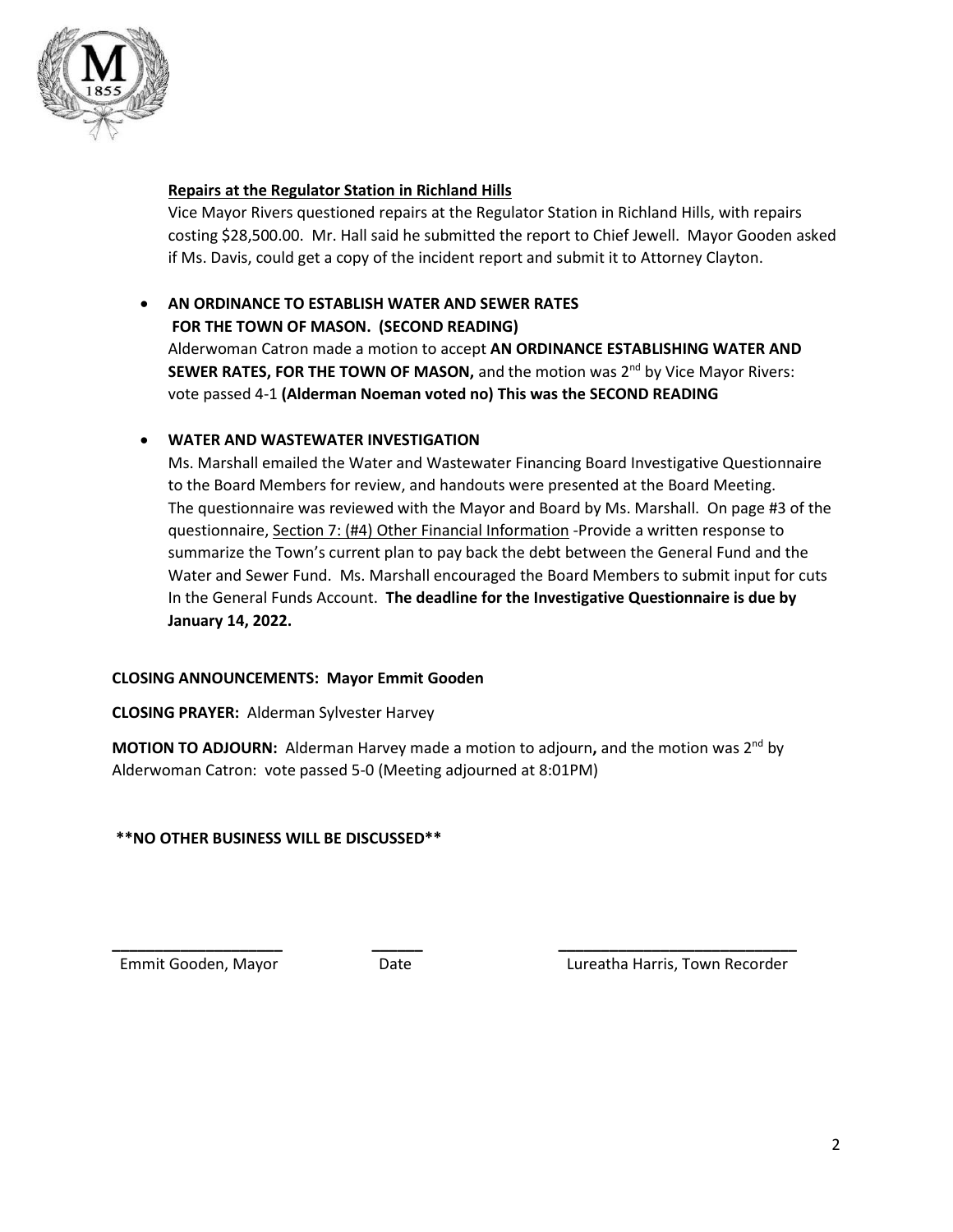**Repairs at the Regulator Station in Richland Hills**

Vice Mayor Rivers questioned repairs at the Regulator Station in Richland Hills, with repairs costing $28,500.00. Mr. Hall said he submitted the report to Chief Jewell. Mayor Gooden asked if Ms. Davis, could get a copy of the incident report and submit it to Attorney Clayton.

- **AN ORDINANCE TO ESTABLISH WATER AND SEWER RATES FOR THE TOWN OF MASON. (SECOND READING)**

  Alderwoman Catron made a motion to accept **AN ORDINANCE ESTABLISHING WATER AND SEWER RATES, FOR THE TOWN OF MASON,** and the motion was 2nd by Vice Mayor Rivers: vote passed 4-1 **(Alderman Noeman voted no) This was the SECOND READING**

- **WATER AND WASTEWATER INVESTIGATION**

  Ms. Marshall emailed the Water and Wastewater Financing Board Investigative Questionnaire to the Board Members for review, and handouts were presented at the Board Meeting. The questionnaire was reviewed with the Mayor and Board by Ms. Marshall. On page #3 of the questionnaire, Section 7: (#4) Other Financial Information -Provide a written response to summarize the Town's current plan to pay back the debt between the General Fund and the Water and Sewer Fund. Ms. Marshall encouraged the Board Members to submit input for cuts In the General Funds Account. **The deadline for the Investigative Questionnaire is due by January 14, 2022.**

**CLOSING ANNOUNCEMENTS: Mayor Emmit Gooden**

**CLOSING PRAYER:** Alderman Sylvester Harvey

**MOTION TO ADJOURN:** Alderman Harvey made a motion to adjourn**,** and the motion was 2nd by Alderwoman Catron: vote passed 5-0 (Meeting adjourned at 8:01PM)

**\*\*NO OTHER BUSINESS WILL BE DISCUSSED\*\***

____________________ ______ ____________________________

Emmit Gooden, Mayor Date Lureatha Harris, Town Recorder